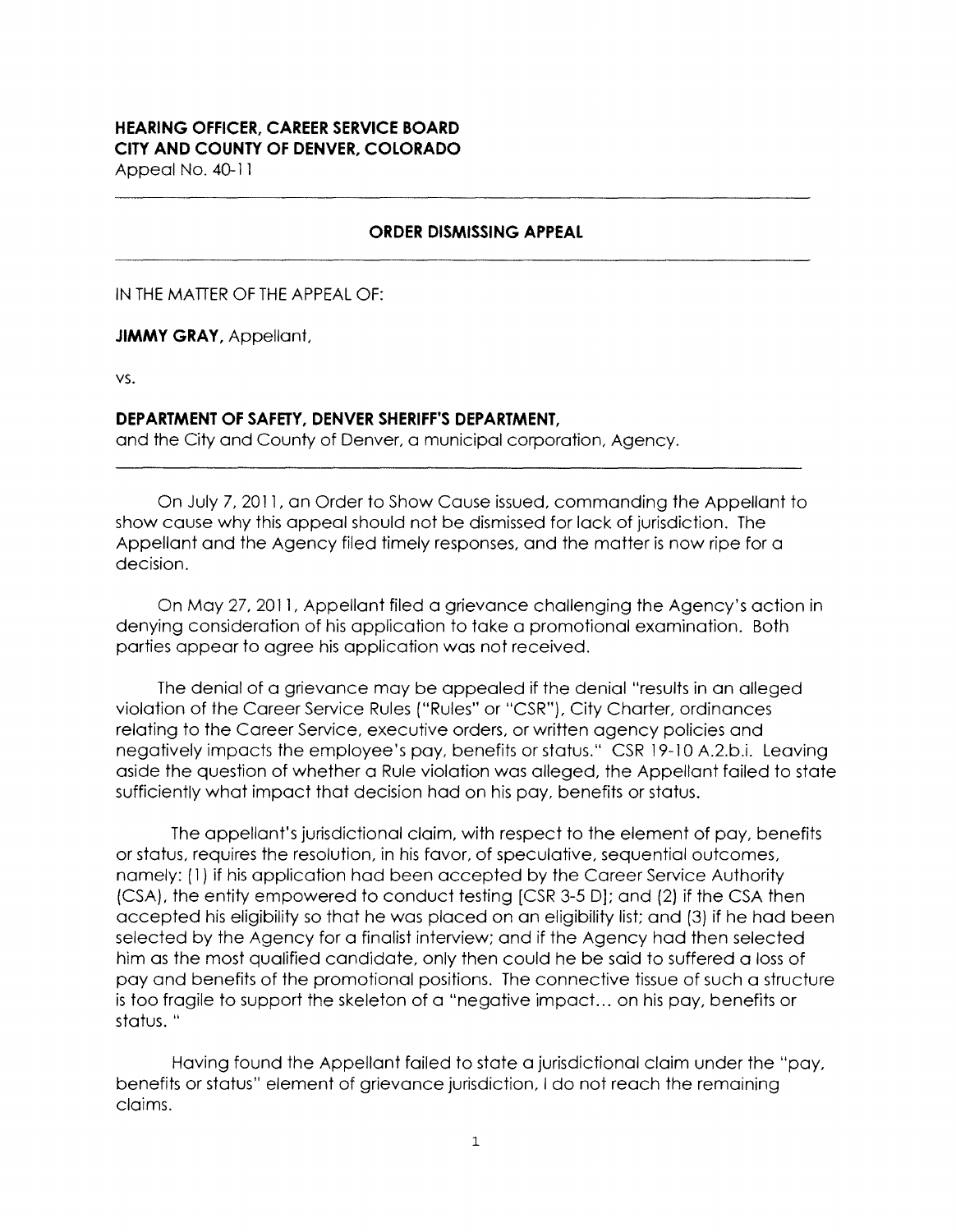**HEARING OFFICER, CAREER SERVICE BOARD**
**CITY AND COUNTY OF DENVER, COLORADO**
Appeal No. 40-11

---

**ORDER DISMISSING APPEAL**

---

IN THE MATTER OF THE APPEAL OF:

**JIMMY GRAY,** Appellant,

vs.

**DEPARTMENT OF SAFETY, DENVER SHERIFF'S DEPARTMENT,**
and the City and County of Denver, a municipal corporation, Agency.

---

On July 7, 2011, an Order to Show Cause issued, commanding the Appellant to show cause why this appeal should not be dismissed for lack of jurisdiction. The Appellant and the Agency filed timely responses, and the matter is now ripe for a decision.

On May 27, 2011, Appellant filed a grievance challenging the Agency's action in denying consideration of his application to take a promotional examination. Both parties appear to agree his application was not received.

The denial of a grievance may be appealed if the denial "results in an alleged violation of the Career Service Rules ("Rules" or "CSR"), City Charter, ordinances relating to the Career Service, executive orders, or written agency policies and negatively impacts the employee's pay, benefits or status." CSR 19-10 A.2.b.i. Leaving aside the question of whether a Rule violation was alleged, the Appellant failed to state sufficiently what impact that decision had on his pay, benefits or status.

The appellant's jurisdictional claim, with respect to the element of pay, benefits or status, requires the resolution, in his favor, of speculative, sequential outcomes, namely: (1) if his application had been accepted by the Career Service Authority (CSA), the entity empowered to conduct testing [CSR 3-5 D]; and (2) if the CSA then accepted his eligibility so that he was placed on an eligibility list; and (3) if he had been selected by the Agency for a finalist interview; and if the Agency had then selected him as the most qualified candidate, only then could he be said to suffered a loss of pay and benefits of the promotional positions. The connective tissue of such a structure is too fragile to support the skeleton of a "negative impact... on his pay, benefits or status. "

Having found the Appellant failed to state a jurisdictional claim under the "pay, benefits or status" element of grievance jurisdiction, I do not reach the remaining claims.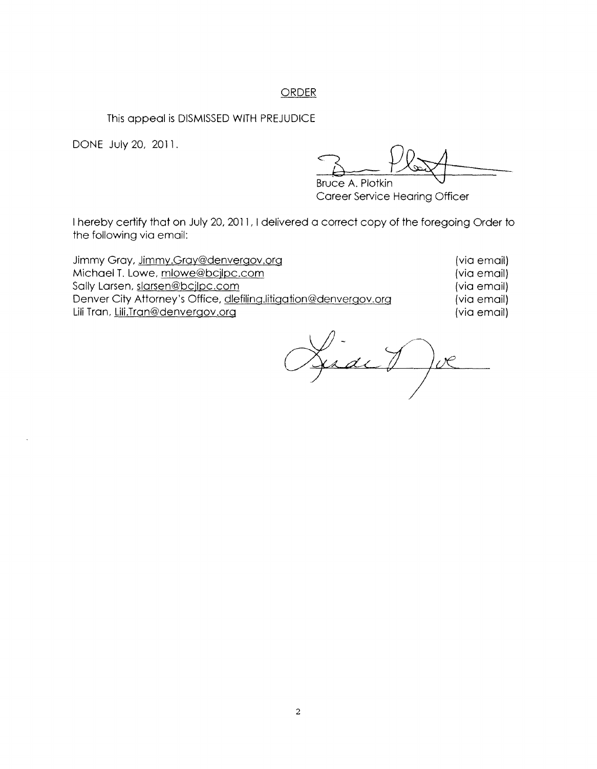## ORDER

This appeal is DISMISSED WITH PREJUDICE

DONE July 20, 2011.

Bruce A. Plotkin
Career Service Hearing Officer

I hereby certify that on July 20, 2011, I delivered a correct copy of the foregoing Order to the following via email:

| | |
|---|---|
| Jimmy Gray, Jimmy.Gray@denvergov.org | (via email) |
| Michael T. Lowe, mlowe@bcjlpc.com | (via email) |
| Sally Larsen, slarsen@bcjlpc.com | (via email) |
| Denver City Attorney's Office, dlefiling.litigation@denvergov.org | (via email) |
| Lili Tran, Lili.Tran@denvergov.org | (via email) |